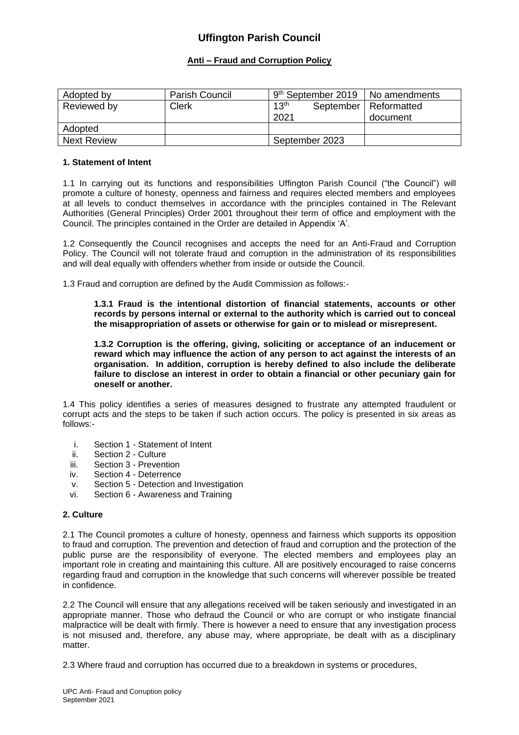# Uffington Parish Council

## Anti – Fraud and Corruption Policy

| Adopted by | Parish Council | 9th September 2019 | No amendments |
|---|---|---|---|
| Reviewed by | Clerk | 13th September 2021 | Reformatted document |
| Adopted | | | |
| Next Review | | September 2023 | |

### 1. Statement of Intent

1.1 In carrying out its functions and responsibilities Uffington Parish Council ("the Council") will promote a culture of honesty, openness and fairness and requires elected members and employees at all levels to conduct themselves in accordance with the principles contained in The Relevant Authorities (General Principles) Order 2001 throughout their term of office and employment with the Council. The principles contained in the Order are detailed in Appendix 'A'.

1.2 Consequently the Council recognises and accepts the need for an Anti-Fraud and Corruption Policy. The Council will not tolerate fraud and corruption in the administration of its responsibilities and will deal equally with offenders whether from inside or outside the Council.

1.3 Fraud and corruption are defined by the Audit Commission as follows:-

> **1.3.1 Fraud is the intentional distortion of financial statements, accounts or other records by persons internal or external to the authority which is carried out to conceal the misappropriation of assets or otherwise for gain or to mislead or misrepresent.**
>
> **1.3.2 Corruption is the offering, giving, soliciting or acceptance of an inducement or reward which may influence the action of any person to act against the interests of an organisation. In addition, corruption is hereby defined to also include the deliberate failure to disclose an interest in order to obtain a financial or other pecuniary gain for oneself or another.**

1.4 This policy identifies a series of measures designed to frustrate any attempted fraudulent or corrupt acts and the steps to be taken if such action occurs. The policy is presented in six areas as follows:-

i. Section 1 - Statement of Intent
ii. Section 2 - Culture
iii. Section 3 - Prevention
iv. Section 4 - Deterrence
v. Section 5 - Detection and Investigation
vi. Section 6 - Awareness and Training

### 2. Culture

2.1 The Council promotes a culture of honesty, openness and fairness which supports its opposition to fraud and corruption. The prevention and detection of fraud and corruption and the protection of the public purse are the responsibility of everyone. The elected members and employees play an important role in creating and maintaining this culture. All are positively encouraged to raise concerns regarding fraud and corruption in the knowledge that such concerns will wherever possible be treated in confidence.

2.2 The Council will ensure that any allegations received will be taken seriously and investigated in an appropriate manner. Those who defraud the Council or who are corrupt or who instigate financial malpractice will be dealt with firmly. There is however a need to ensure that any investigation process is not misused and, therefore, any abuse may, where appropriate, be dealt with as a disciplinary matter.

2.3 Where fraud and corruption has occurred due to a breakdown in systems or procedures,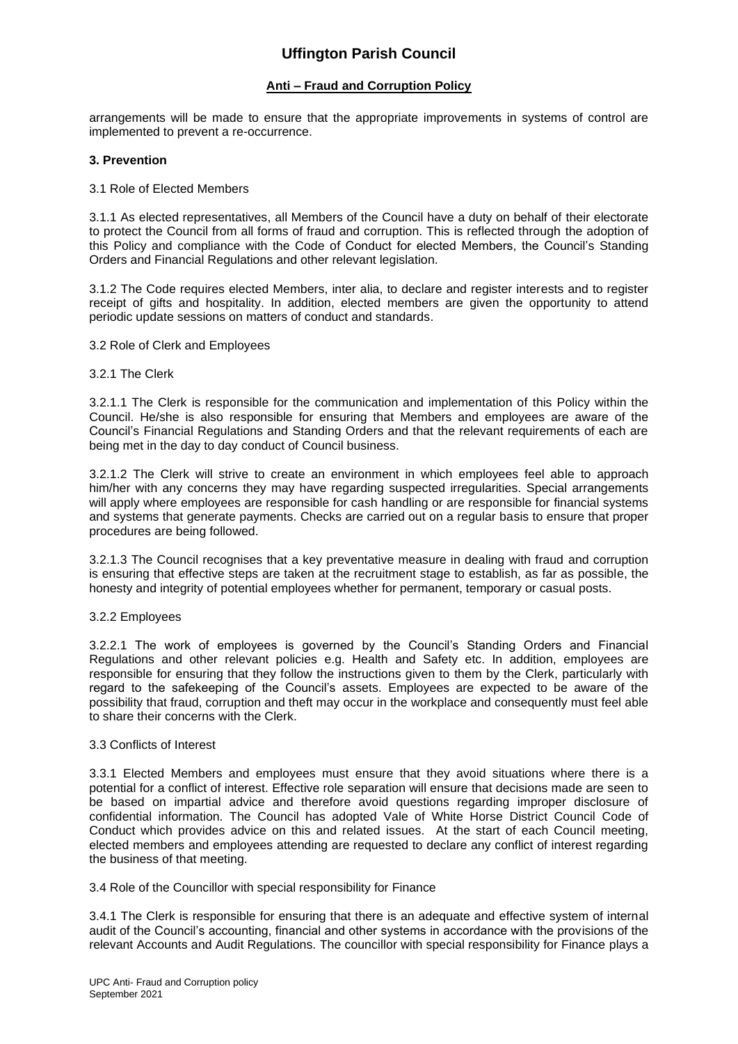arrangements will be made to ensure that the appropriate improvements in systems of control are implemented to prevent a re-occurrence.

### 3. Prevention

3.1 Role of Elected Members

3.1.1 As elected representatives, all Members of the Council have a duty on behalf of their electorate to protect the Council from all forms of fraud and corruption. This is reflected through the adoption of this Policy and compliance with the Code of Conduct for elected Members, the Council's Standing Orders and Financial Regulations and other relevant legislation.

3.1.2 The Code requires elected Members, inter alia, to declare and register interests and to register receipt of gifts and hospitality. In addition, elected members are given the opportunity to attend periodic update sessions on matters of conduct and standards.

3.2 Role of Clerk and Employees

3.2.1 The Clerk

3.2.1.1 The Clerk is responsible for the communication and implementation of this Policy within the Council. He/she is also responsible for ensuring that Members and employees are aware of the Council's Financial Regulations and Standing Orders and that the relevant requirements of each are being met in the day to day conduct of Council business.

3.2.1.2 The Clerk will strive to create an environment in which employees feel able to approach him/her with any concerns they may have regarding suspected irregularities. Special arrangements will apply where employees are responsible for cash handling or are responsible for financial systems and systems that generate payments. Checks are carried out on a regular basis to ensure that proper procedures are being followed.

3.2.1.3 The Council recognises that a key preventative measure in dealing with fraud and corruption is ensuring that effective steps are taken at the recruitment stage to establish, as far as possible, the honesty and integrity of potential employees whether for permanent, temporary or casual posts.

3.2.2 Employees

3.2.2.1 The work of employees is governed by the Council's Standing Orders and Financial Regulations and other relevant policies e.g. Health and Safety etc. In addition, employees are responsible for ensuring that they follow the instructions given to them by the Clerk, particularly with regard to the safekeeping of the Council's assets. Employees are expected to be aware of the possibility that fraud, corruption and theft may occur in the workplace and consequently must feel able to share their concerns with the Clerk.

3.3 Conflicts of Interest

3.3.1 Elected Members and employees must ensure that they avoid situations where there is a potential for a conflict of interest. Effective role separation will ensure that decisions made are seen to be based on impartial advice and therefore avoid questions regarding improper disclosure of confidential information. The Council has adopted Vale of White Horse District Council Code of Conduct which provides advice on this and related issues. At the start of each Council meeting, elected members and employees attending are requested to declare any conflict of interest regarding the business of that meeting.

3.4 Role of the Councillor with special responsibility for Finance

3.4.1 The Clerk is responsible for ensuring that there is an adequate and effective system of internal audit of the Council's accounting, financial and other systems in accordance with the provisions of the relevant Accounts and Audit Regulations. The councillor with special responsibility for Finance plays a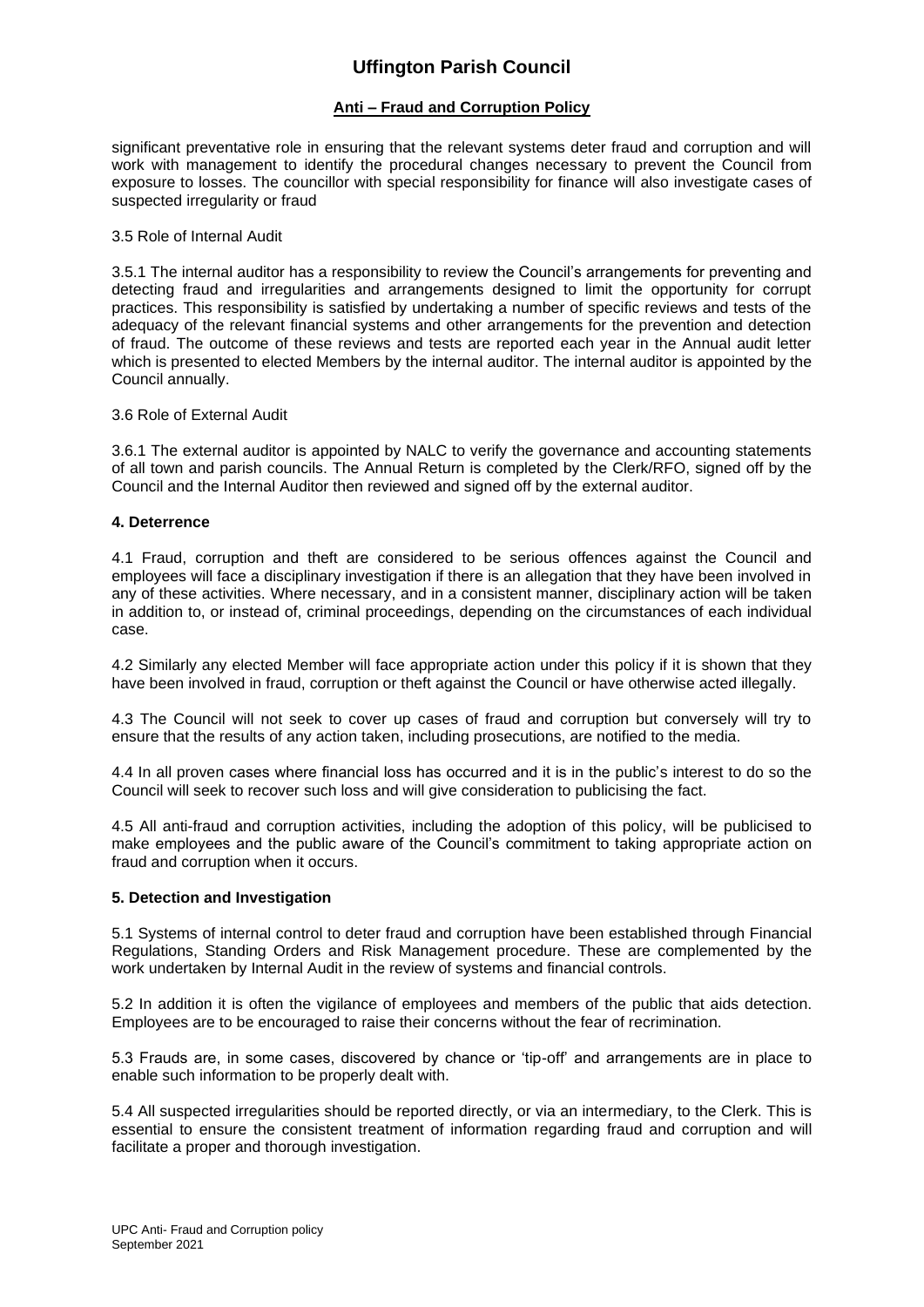significant preventative role in ensuring that the relevant systems deter fraud and corruption and will work with management to identify the procedural changes necessary to prevent the Council from exposure to losses. The councillor with special responsibility for finance will also investigate cases of suspected irregularity or fraud

3.5 Role of Internal Audit

3.5.1 The internal auditor has a responsibility to review the Council's arrangements for preventing and detecting fraud and irregularities and arrangements designed to limit the opportunity for corrupt practices. This responsibility is satisfied by undertaking a number of specific reviews and tests of the adequacy of the relevant financial systems and other arrangements for the prevention and detection of fraud. The outcome of these reviews and tests are reported each year in the Annual audit letter which is presented to elected Members by the internal auditor. The internal auditor is appointed by the Council annually.

3.6 Role of External Audit

3.6.1 The external auditor is appointed by NALC to verify the governance and accounting statements of all town and parish councils. The Annual Return is completed by the Clerk/RFO, signed off by the Council and the Internal Auditor then reviewed and signed off by the external auditor.

## 4. Deterrence

4.1 Fraud, corruption and theft are considered to be serious offences against the Council and employees will face a disciplinary investigation if there is an allegation that they have been involved in any of these activities. Where necessary, and in a consistent manner, disciplinary action will be taken in addition to, or instead of, criminal proceedings, depending on the circumstances of each individual case.

4.2 Similarly any elected Member will face appropriate action under this policy if it is shown that they have been involved in fraud, corruption or theft against the Council or have otherwise acted illegally.

4.3 The Council will not seek to cover up cases of fraud and corruption but conversely will try to ensure that the results of any action taken, including prosecutions, are notified to the media.

4.4 In all proven cases where financial loss has occurred and it is in the public's interest to do so the Council will seek to recover such loss and will give consideration to publicising the fact.

4.5 All anti-fraud and corruption activities, including the adoption of this policy, will be publicised to make employees and the public aware of the Council's commitment to taking appropriate action on fraud and corruption when it occurs.

## 5. Detection and Investigation

5.1 Systems of internal control to deter fraud and corruption have been established through Financial Regulations, Standing Orders and Risk Management procedure. These are complemented by the work undertaken by Internal Audit in the review of systems and financial controls.

5.2 In addition it is often the vigilance of employees and members of the public that aids detection. Employees are to be encouraged to raise their concerns without the fear of recrimination.

5.3 Frauds are, in some cases, discovered by chance or 'tip-off' and arrangements are in place to enable such information to be properly dealt with.

5.4 All suspected irregularities should be reported directly, or via an intermediary, to the Clerk. This is essential to ensure the consistent treatment of information regarding fraud and corruption and will facilitate a proper and thorough investigation.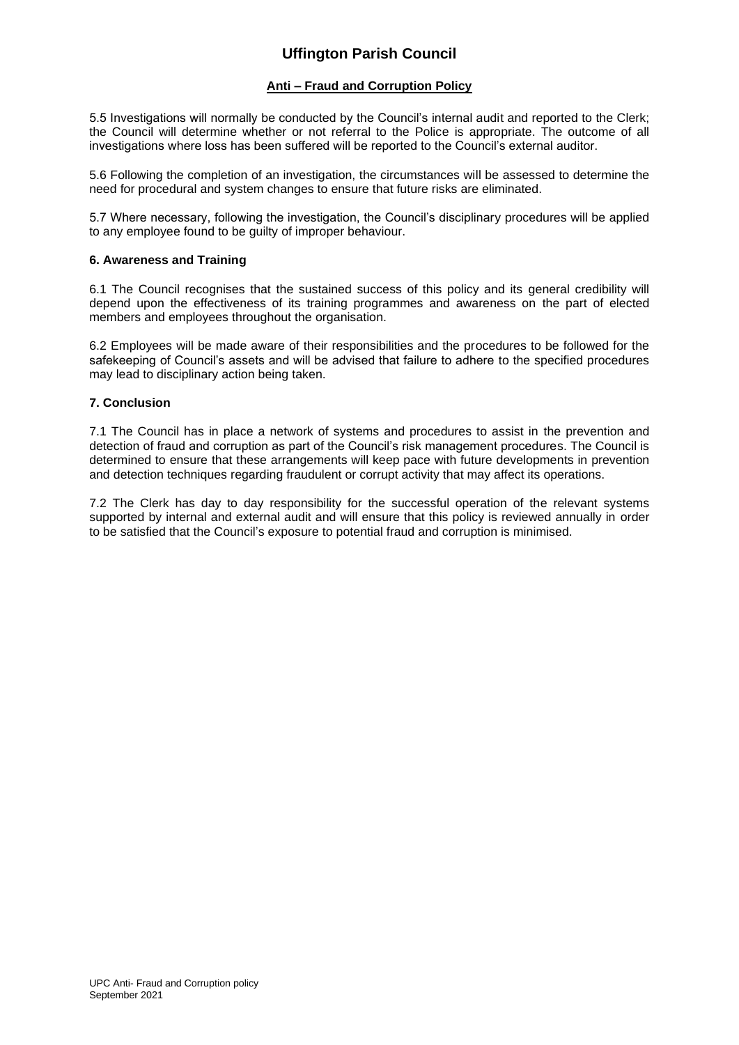5.5 Investigations will normally be conducted by the Council's internal audit and reported to the Clerk; the Council will determine whether or not referral to the Police is appropriate. The outcome of all investigations where loss has been suffered will be reported to the Council's external auditor.

5.6 Following the completion of an investigation, the circumstances will be assessed to determine the need for procedural and system changes to ensure that future risks are eliminated.

5.7 Where necessary, following the investigation, the Council's disciplinary procedures will be applied to any employee found to be guilty of improper behaviour.

### 6. Awareness and Training

6.1 The Council recognises that the sustained success of this policy and its general credibility will depend upon the effectiveness of its training programmes and awareness on the part of elected members and employees throughout the organisation.

6.2 Employees will be made aware of their responsibilities and the procedures to be followed for the safekeeping of Council's assets and will be advised that failure to adhere to the specified procedures may lead to disciplinary action being taken.

### 7. Conclusion

7.1 The Council has in place a network of systems and procedures to assist in the prevention and detection of fraud and corruption as part of the Council's risk management procedures. The Council is determined to ensure that these arrangements will keep pace with future developments in prevention and detection techniques regarding fraudulent or corrupt activity that may affect its operations.

7.2 The Clerk has day to day responsibility for the successful operation of the relevant systems supported by internal and external audit and will ensure that this policy is reviewed annually in order to be satisfied that the Council's exposure to potential fraud and corruption is minimised.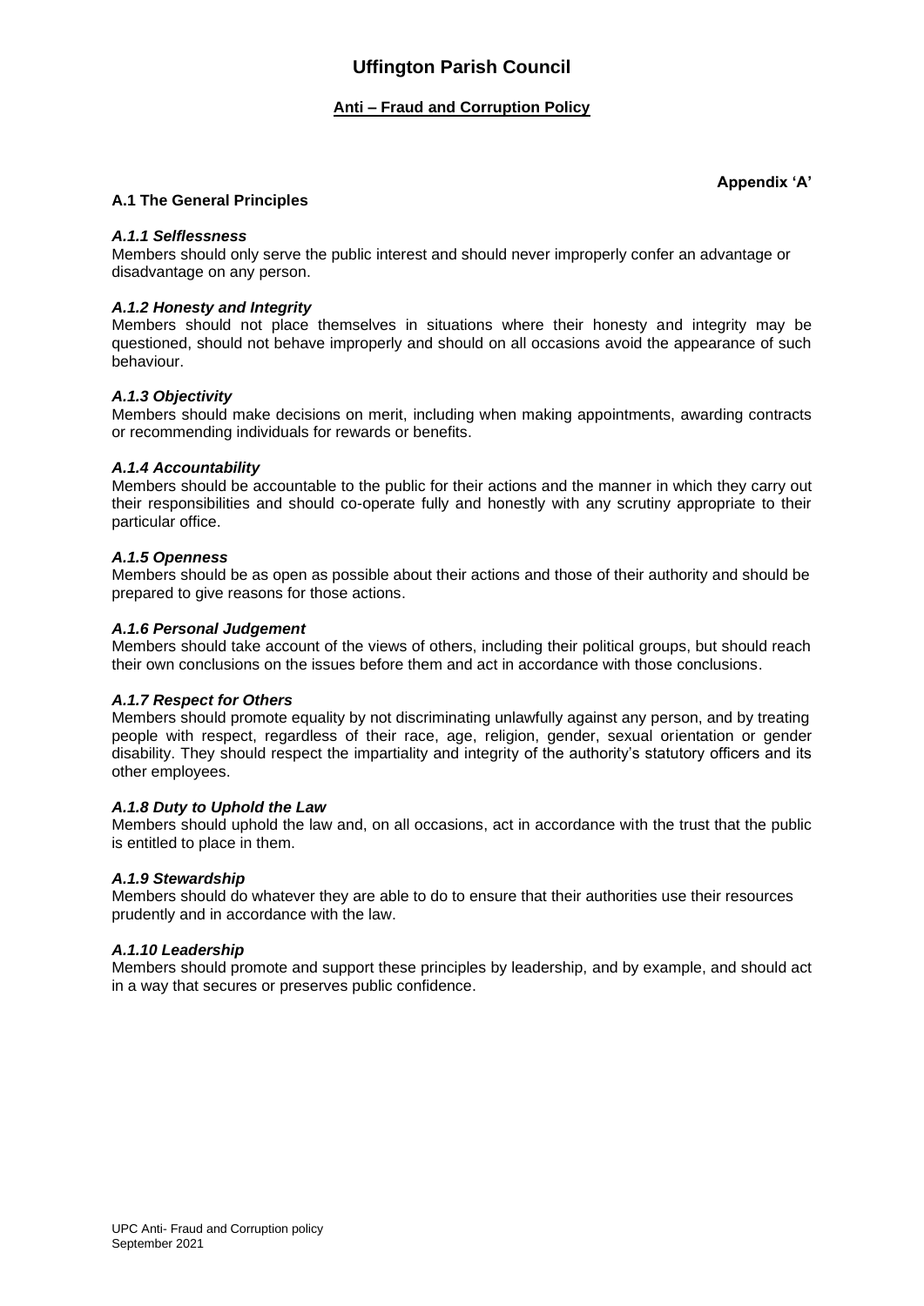# Uffington Parish Council

## Anti – Fraud and Corruption Policy

**Appendix 'A'**

### A.1 The General Principles

***A.1.1 Selflessness***
Members should only serve the public interest and should never improperly confer an advantage or disadvantage on any person.

***A.1.2 Honesty and Integrity***
Members should not place themselves in situations where their honesty and integrity may be questioned, should not behave improperly and should on all occasions avoid the appearance of such behaviour.

***A.1.3 Objectivity***
Members should make decisions on merit, including when making appointments, awarding contracts or recommending individuals for rewards or benefits.

***A.1.4 Accountability***
Members should be accountable to the public for their actions and the manner in which they carry out their responsibilities and should co-operate fully and honestly with any scrutiny appropriate to their particular office.

***A.1.5 Openness***
Members should be as open as possible about their actions and those of their authority and should be prepared to give reasons for those actions.

***A.1.6 Personal Judgement***
Members should take account of the views of others, including their political groups, but should reach their own conclusions on the issues before them and act in accordance with those conclusions.

***A.1.7 Respect for Others***
Members should promote equality by not discriminating unlawfully against any person, and by treating people with respect, regardless of their race, age, religion, gender, sexual orientation or gender disability. They should respect the impartiality and integrity of the authority's statutory officers and its other employees.

***A.1.8 Duty to Uphold the Law***
Members should uphold the law and, on all occasions, act in accordance with the trust that the public is entitled to place in them.

***A.1.9 Stewardship***
Members should do whatever they are able to do to ensure that their authorities use their resources prudently and in accordance with the law.

***A.1.10 Leadership***
Members should promote and support these principles by leadership, and by example, and should act in a way that secures or preserves public confidence.